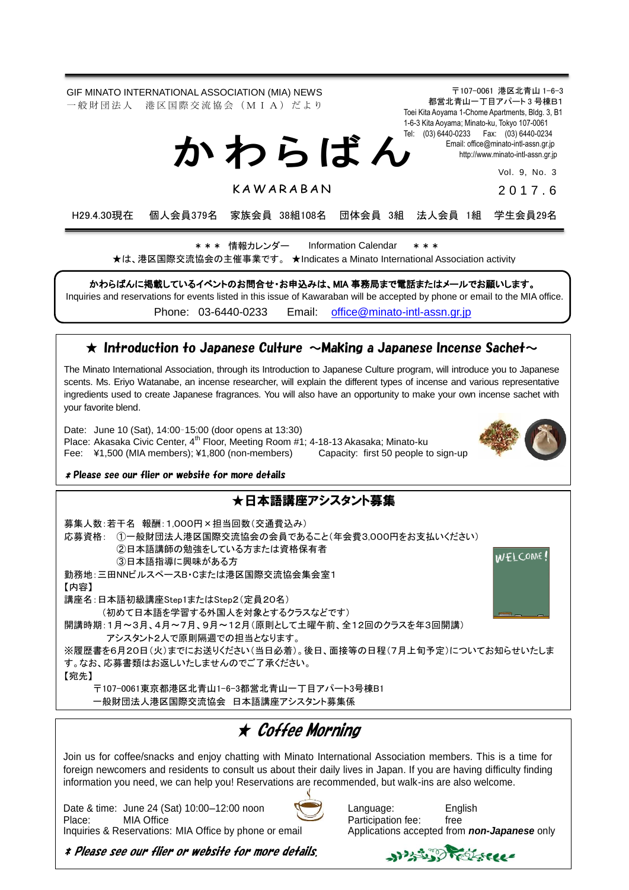GIF MINATO INTERNATIONAL ASSOCIATION (MIA) NEWS
一般財団法人　港区国際交流協会（ＭＩＡ）だより

〒107-0061 港区北青山 1-6-3
都営北青山一丁目アパート 3 号棟B1
Toei Kita Aoyama 1-Chome Apartments, Bldg. 3, B1
1-6-3 Kita Aoyama; Minato-ku, Tokyo 107-0061
Tel: (03) 6440-0233　Fax: (03) 6440-0234
Email: office@minato-intl-assn.gr.jp
http://www.minato-intl-assn.gr.jp

# かわらばん

KAWARABAN

Vol. 9, No. 3
2017.6

H29.4.30現在　個人会員379名　家族会員 38組108名　団体会員 3組　法人会員 1組　学生会員29名

＊＊＊ 情報カレンダー　Information Calendar ＊＊＊

★は、港区国際交流協会の主催事業です。 ★Indicates a Minato International Association activity

**かわらばんに掲載しているイベントのお問合せ・お申込みは、MIA 事務局まで電話またはメールでお願いします。**
Inquiries and reservations for events listed in this issue of Kawaraban will be accepted by phone or email to the MIA office.
Phone: 03-6440-0233　Email: office@minato-intl-assn.gr.jp

## ★ Introduction to Japanese Culture ～Making a Japanese Incense Sachet～

The Minato International Association, through its Introduction to Japanese Culture program, will introduce you to Japanese scents. Ms. Eriyo Watanabe, an incense researcher, will explain the different types of incense and various representative ingredients used to create Japanese fragrances. You will also have an opportunity to make your own incense sachet with your favorite blend.

Date: June 10 (Sat), 14:00-15:00 (door opens at 13:30)
Place: Akasaka Civic Center, 4th Floor, Meeting Room #1; 4-18-13 Akasaka; Minato-ku
Fee: ¥1,500 (MIA members); ¥1,800 (non-members)　Capacity: first 50 people to sign-up

*＊Please see our flier or website for more details*

## ★日本語講座アシスタント募集

募集人数：若干名　報酬：1,000円×担当回数（交通費込み）
応募資格：①一般財団法人港区国際交流協会の会員であること（年会費3,000円をお支払いください）
②日本語講師の勉強をしている方または資格保有者
③日本語指導に興味がある方
勤務地：三田NNビルスペースB・Cまたは港区国際交流協会集会室1
【内容】
講座名：日本語初級講座Step1またはStep2（定員20名）
（初めて日本語を学習する外国人を対象とするクラスなどです）
開講時期：1月～3月、4月～7月、9月～12月（原則として土曜午前、全12回のクラスを年3回開講）
アシスタント2人で原則隔週での担当となります。
※履歴書を6月20日（火）までにお送りください（当日必着）。後日、面接等の日程（7月上旬予定）についてお知らせいたします。なお、応募書類はお返しいたしませんのでご了承ください。
【宛先】
〒107-0061東京都港区北青山1-6-3都営北青山一丁目アパート3号棟B1
一般財団法人港区国際交流協会　日本語講座アシスタント募集係

## ★ Coffee Morning

Join us for coffee/snacks and enjoy chatting with Minato International Association members. This is a time for foreign newcomers and residents to consult us about their daily lives in Japan. If you are having difficulty finding information you need, we can help you! Reservations are recommended, but walk-ins are also welcome.

Date & time: June 24 (Sat) 10:00–12:00 noon
Place: MIA Office
Inquiries & Reservations: MIA Office by phone or email
Language: English
Participation fee: free
Applications accepted from ***non-Japanese*** only

*＊Please see our flier or website for more details.*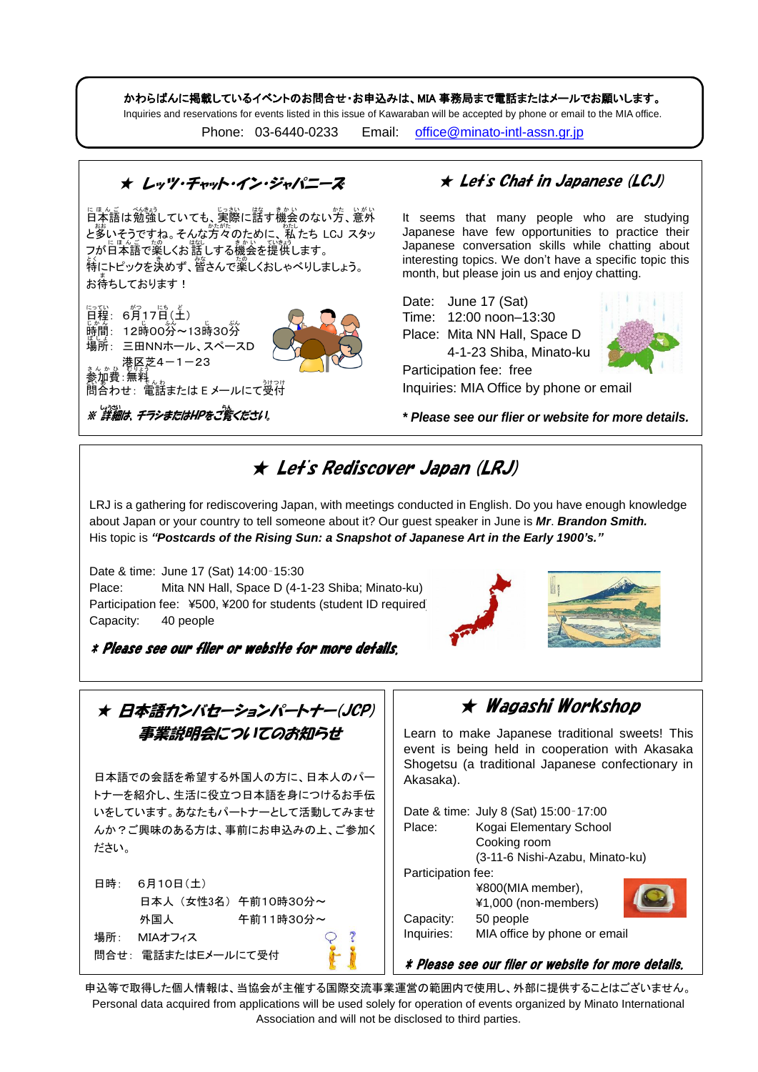**かわらばんに掲載しているイベントのお問合せ・お申込みは、MIA 事務局まで電話またはメールでお願いします。**
Inquiries and reservations for events listed in this issue of Kawaraban will be accepted by phone or email to the MIA office.
Phone: 03-6440-0233 Email: office@minato-intl-assn.gr.jp

## ★ レッツ・チャット・イン・ジャパニーズ

日本語は勉強していても、実際に話す機会のない方、意外と多いそうですね。そんな方々のために、私たち LCJ スタッフが日本語で楽しくお話しする機会を提供します。
特にトピックを決めず、皆さんで楽しくおしゃべりしましょう。
お待ちしております！

日程: 6月17日(土)
時間: 12時00分～13時30分
場所: 三田NNホール、スペースD
港区芝4－1－23
参加費: 無料
問合わせ: 電話または E メールにて受付

*※ 詳細は、チラシまたはHPをご覧ください。*

## ★ Let's Chat in Japanese (LCJ)

It seems that many people who are studying Japanese have few opportunities to practice their Japanese conversation skills while chatting about interesting topics. We don't have a specific topic this month, but please join us and enjoy chatting.

Date: June 17 (Sat)
Time: 12:00 noon–13:30
Place: Mita NN Hall, Space D
4-1-23 Shiba, Minato-ku
Participation fee: free
Inquiries: MIA Office by phone or email

***\* Please see our flier or website for more details.***

## ★ Let's Rediscover Japan (LRJ)

LRJ is a gathering for rediscovering Japan, with meetings conducted in English. Do you have enough knowledge about Japan or your country to tell someone about it? Our guest speaker in June is ***Mr*. *Brandon Smith.***
His topic is ***"Postcards of the Rising Sun: a Snapshot of Japanese Art in the Early 1900's."***

Date & time: June 17 (Sat) 14:00‐15:30
Place: Mita NN Hall, Space D (4-1-23 Shiba; Minato-ku)
Participation fee: ¥500, ¥200 for students (student ID required)
Capacity: 40 people

***\* Please see our flier or website for more details.***

## ★ 日本語カンバセーションパートナー(JCP) 事業説明会についてのお知らせ

日本語での会話を希望する外国人の方に、日本人のパートナーを紹介し、生活に役立つ日本語を身につけるお手伝いをしています。あなたもパートナーとして活動してみませんか？ご興味のある方は、事前にお申込みの上、ご参加ください。

日時: 6月10日（土）
日本人（女性3名）午前10時30分～
外国人 午前11時30分～
場所: MIAオフィス
問合せ: 電話またはEメールにて受付

## ★ Wagashi Workshop

Learn to make Japanese traditional sweets! This event is being held in cooperation with Akasaka Shogetsu (a traditional Japanese confectionary in Akasaka).

Date & time: July 8 (Sat) 15:00‐17:00
Place: Kogai Elementary School Cooking room (3-11-6 Nishi-Azabu, Minato-ku)
Participation fee: ¥800(MIA member), ¥1,000 (non-members)
Capacity: 50 people
Inquiries: MIA office by phone or email

***\* Please see our flier or website for more details.***

申込等で取得した個人情報は、当協会が主催する国際交流事業運営の範囲内で使用し、外部に提供することはございません。
Personal data acquired from applications will be used solely for operation of events organized by Minato International Association and will not be disclosed to third parties.